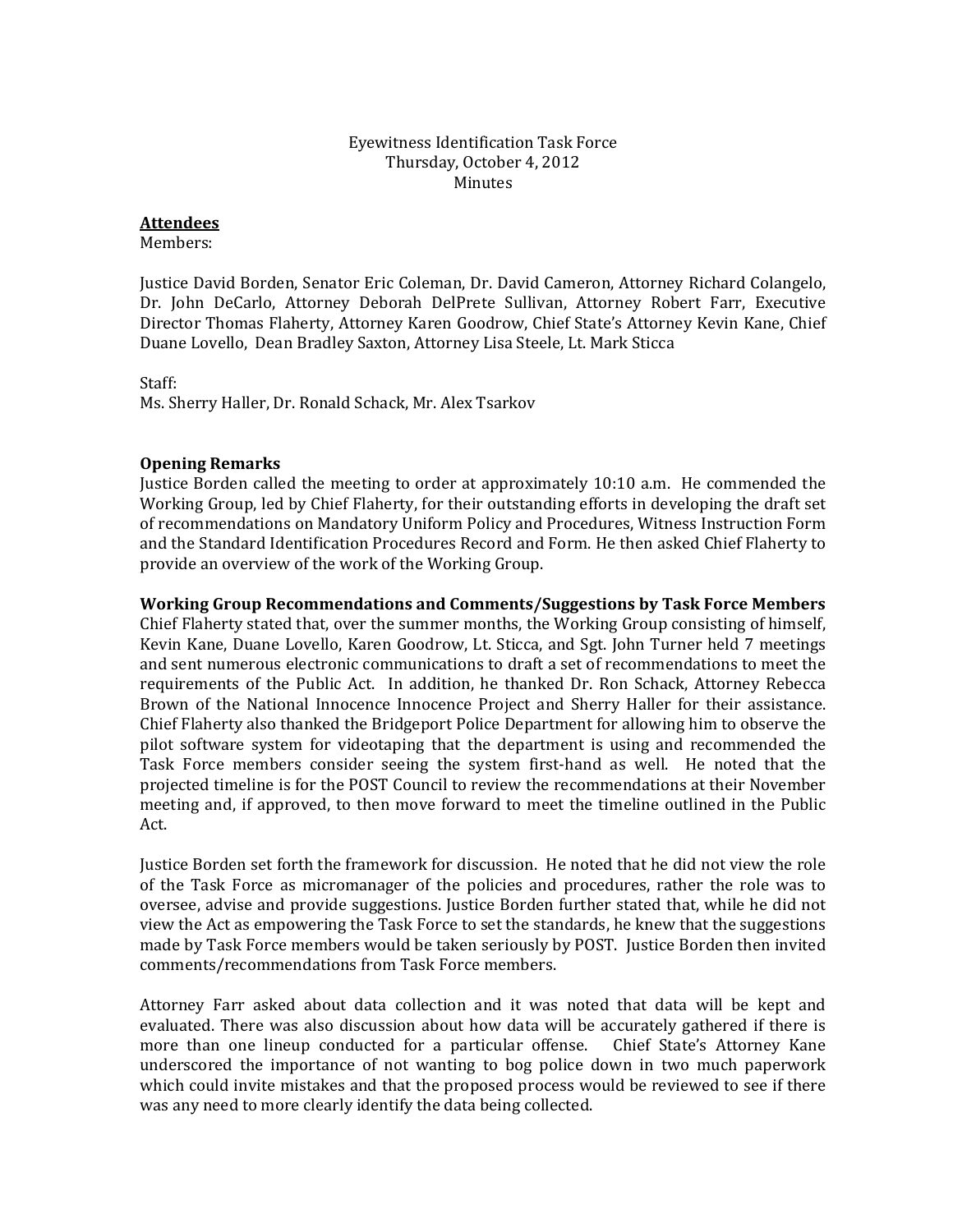Eyewitness Identification Task Force
Thursday, October 4, 2012
Minutes

**Attendees**

Members:

Justice David Borden, Senator Eric Coleman, Dr. David Cameron, Attorney Richard Colangelo, Dr. John DeCarlo, Attorney Deborah DelPrete Sullivan, Attorney Robert Farr, Executive Director Thomas Flaherty, Attorney Karen Goodrow, Chief State's Attorney Kevin Kane, Chief Duane Lovello, Dean Bradley Saxton, Attorney Lisa Steele, Lt. Mark Sticca

Staff:
Ms. Sherry Haller, Dr. Ronald Schack, Mr. Alex Tsarkov

**Opening Remarks**

Justice Borden called the meeting to order at approximately 10:10 a.m. He commended the Working Group, led by Chief Flaherty, for their outstanding efforts in developing the draft set of recommendations on Mandatory Uniform Policy and Procedures, Witness Instruction Form and the Standard Identification Procedures Record and Form. He then asked Chief Flaherty to provide an overview of the work of the Working Group.

**Working Group Recommendations and Comments/Suggestions by Task Force Members**

Chief Flaherty stated that, over the summer months, the Working Group consisting of himself, Kevin Kane, Duane Lovello, Karen Goodrow, Lt. Sticca, and Sgt. John Turner held 7 meetings and sent numerous electronic communications to draft a set of recommendations to meet the requirements of the Public Act. In addition, he thanked Dr. Ron Schack, Attorney Rebecca Brown of the National Innocence Innocence Project and Sherry Haller for their assistance. Chief Flaherty also thanked the Bridgeport Police Department for allowing him to observe the pilot software system for videotaping that the department is using and recommended the Task Force members consider seeing the system first-hand as well. He noted that the projected timeline is for the POST Council to review the recommendations at their November meeting and, if approved, to then move forward to meet the timeline outlined in the Public Act.

Justice Borden set forth the framework for discussion. He noted that he did not view the role of the Task Force as micromanager of the policies and procedures, rather the role was to oversee, advise and provide suggestions. Justice Borden further stated that, while he did not view the Act as empowering the Task Force to set the standards, he knew that the suggestions made by Task Force members would be taken seriously by POST. Justice Borden then invited comments/recommendations from Task Force members.

Attorney Farr asked about data collection and it was noted that data will be kept and evaluated. There was also discussion about how data will be accurately gathered if there is more than one lineup conducted for a particular offense. Chief State's Attorney Kane underscored the importance of not wanting to bog police down in two much paperwork which could invite mistakes and that the proposed process would be reviewed to see if there was any need to more clearly identify the data being collected.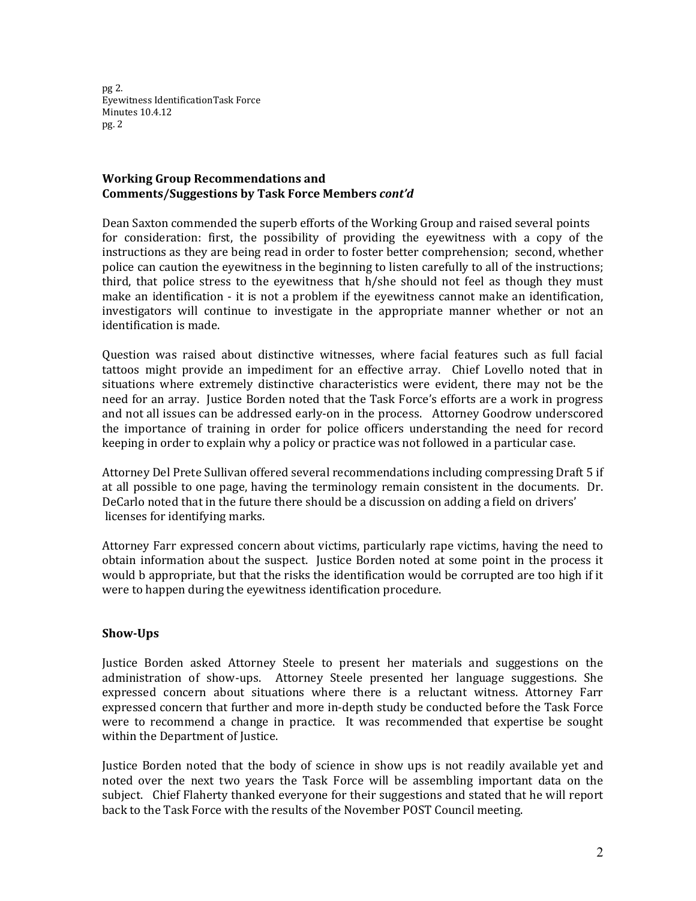## Working Group Recommendations and Comments/Suggestions by Task Force Members *cont'd*

Dean Saxton commended the superb efforts of the Working Group and raised several points for consideration: first, the possibility of providing the eyewitness with a copy of the instructions as they are being read in order to foster better comprehension; second, whether police can caution the eyewitness in the beginning to listen carefully to all of the instructions; third, that police stress to the eyewitness that h/she should not feel as though they must make an identification - it is not a problem if the eyewitness cannot make an identification, investigators will continue to investigate in the appropriate manner whether or not an identification is made.

Question was raised about distinctive witnesses, where facial features such as full facial tattoos might provide an impediment for an effective array. Chief Lovello noted that in situations where extremely distinctive characteristics were evident, there may not be the need for an array. Justice Borden noted that the Task Force's efforts are a work in progress and not all issues can be addressed early-on in the process. Attorney Goodrow underscored the importance of training in order for police officers understanding the need for record keeping in order to explain why a policy or practice was not followed in a particular case.

Attorney Del Prete Sullivan offered several recommendations including compressing Draft 5 if at all possible to one page, having the terminology remain consistent in the documents. Dr. DeCarlo noted that in the future there should be a discussion on adding a field on drivers' licenses for identifying marks.

Attorney Farr expressed concern about victims, particularly rape victims, having the need to obtain information about the suspect. Justice Borden noted at some point in the process it would b appropriate, but that the risks the identification would be corrupted are too high if it were to happen during the eyewitness identification procedure.

## Show-Ups

Justice Borden asked Attorney Steele to present her materials and suggestions on the administration of show-ups. Attorney Steele presented her language suggestions. She expressed concern about situations where there is a reluctant witness. Attorney Farr expressed concern that further and more in-depth study be conducted before the Task Force were to recommend a change in practice. It was recommended that expertise be sought within the Department of Justice.

Justice Borden noted that the body of science in show ups is not readily available yet and noted over the next two years the Task Force will be assembling important data on the subject. Chief Flaherty thanked everyone for their suggestions and stated that he will report back to the Task Force with the results of the November POST Council meeting.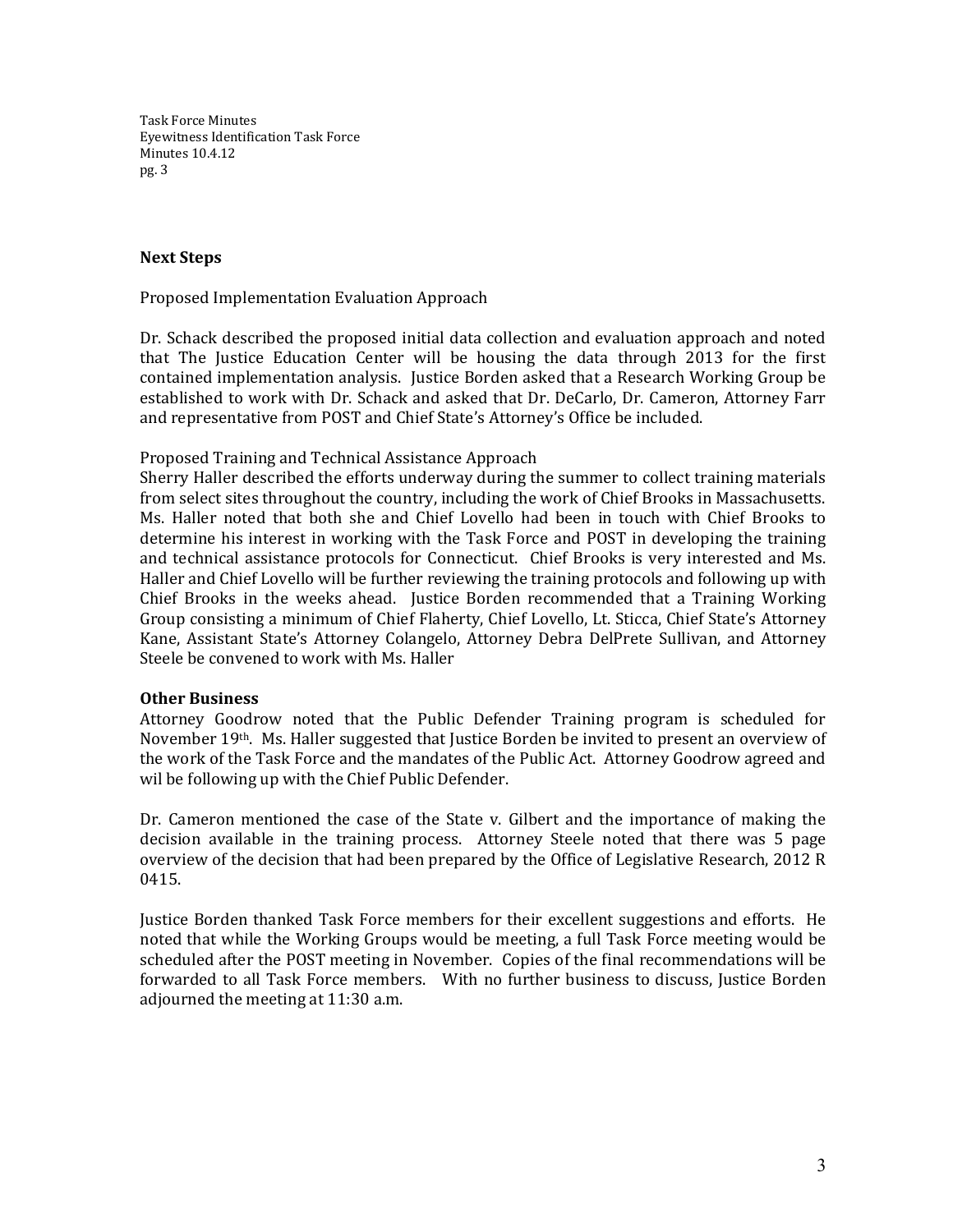**Next Steps**

Proposed Implementation Evaluation Approach

Dr. Schack described the proposed initial data collection and evaluation approach and noted that The Justice Education Center will be housing the data through 2013 for the first contained implementation analysis. Justice Borden asked that a Research Working Group be established to work with Dr. Schack and asked that Dr. DeCarlo, Dr. Cameron, Attorney Farr and representative from POST and Chief State's Attorney's Office be included.

Proposed Training and Technical Assistance Approach

Sherry Haller described the efforts underway during the summer to collect training materials from select sites throughout the country, including the work of Chief Brooks in Massachusetts. Ms. Haller noted that both she and Chief Lovello had been in touch with Chief Brooks to determine his interest in working with the Task Force and POST in developing the training and technical assistance protocols for Connecticut. Chief Brooks is very interested and Ms. Haller and Chief Lovello will be further reviewing the training protocols and following up with Chief Brooks in the weeks ahead. Justice Borden recommended that a Training Working Group consisting a minimum of Chief Flaherty, Chief Lovello, Lt. Sticca, Chief State's Attorney Kane, Assistant State's Attorney Colangelo, Attorney Debra DelPrete Sullivan, and Attorney Steele be convened to work with Ms. Haller

**Other Business**

Attorney Goodrow noted that the Public Defender Training program is scheduled for November 19th. Ms. Haller suggested that Justice Borden be invited to present an overview of the work of the Task Force and the mandates of the Public Act. Attorney Goodrow agreed and wil be following up with the Chief Public Defender.

Dr. Cameron mentioned the case of the State v. Gilbert and the importance of making the decision available in the training process. Attorney Steele noted that there was 5 page overview of the decision that had been prepared by the Office of Legislative Research, 2012 R 0415.

Justice Borden thanked Task Force members for their excellent suggestions and efforts. He noted that while the Working Groups would be meeting, a full Task Force meeting would be scheduled after the POST meeting in November. Copies of the final recommendations will be forwarded to all Task Force members. With no further business to discuss, Justice Borden adjourned the meeting at 11:30 a.m.